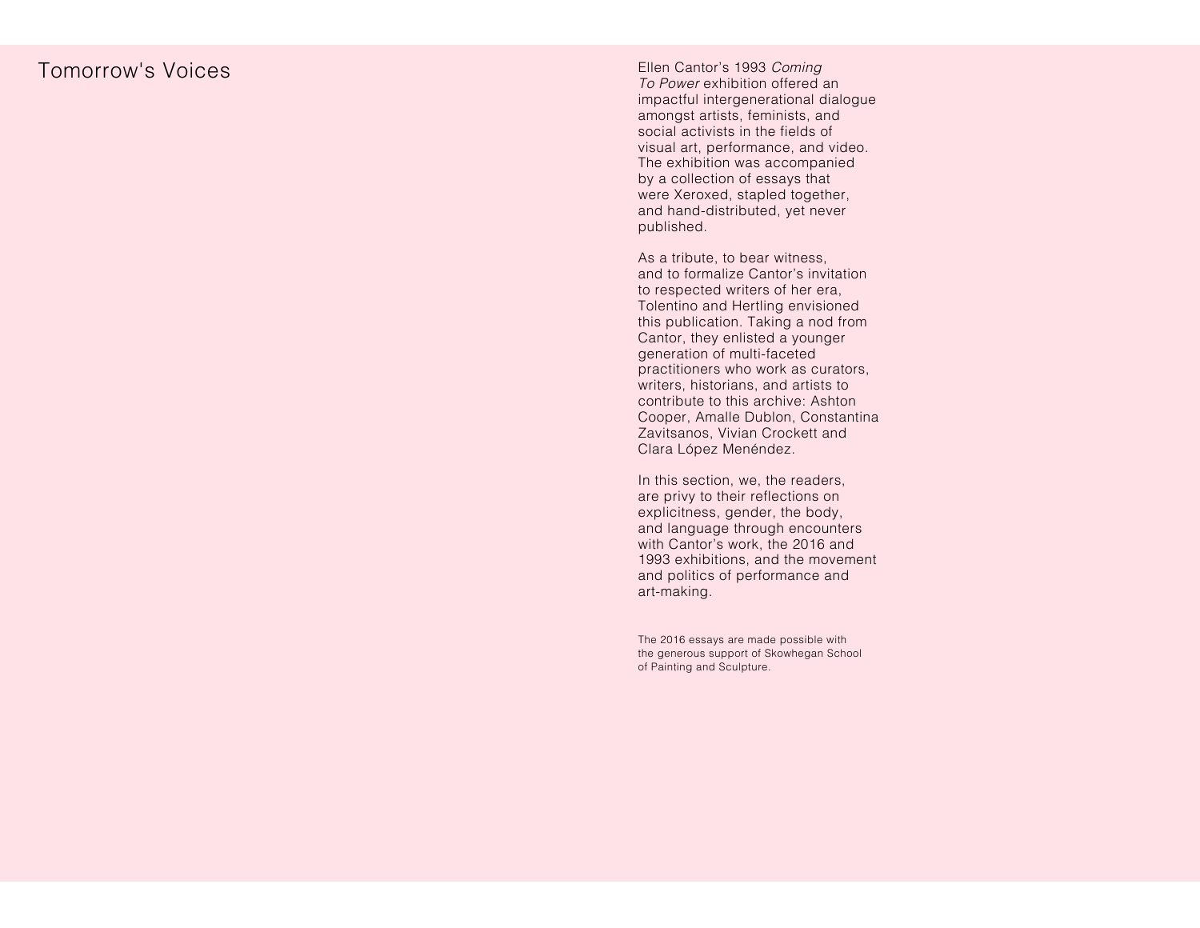# Tomorrow's Voices

Ellen Cantor's 1993 *Coming To Power* exhibition offered an impactful intergenerational dialogue amongst artists, feminists, and social activists in the fields of visual art, performance, and video. The exhibition was accompanied by a collection of essays that were Xeroxed, stapled together, and hand-distributed, yet never published.

As a tribute, to bear witness, and to formalize Cantor's invitation to respected writers of her era, Tolentino and Hertling envisioned this publication. Taking a nod from Cantor, they enlisted a younger generation of multi-faceted practitioners who work as curators, writers, historians, and artists to contribute to this archive: Ashton Cooper, Amalle Dublon, Constantina Zavitsanos, Vivian Crockett and Clara López Menéndez.

In this section, we, the readers, are privy to their reflections on explicitness, gender, the body, and language through encounters with Cantor's work, the 2016 and 1993 exhibitions, and the movement and politics of performance and art-making.

The 2016 essays are made possible with the generous support of Skowhegan School of Painting and Sculpture.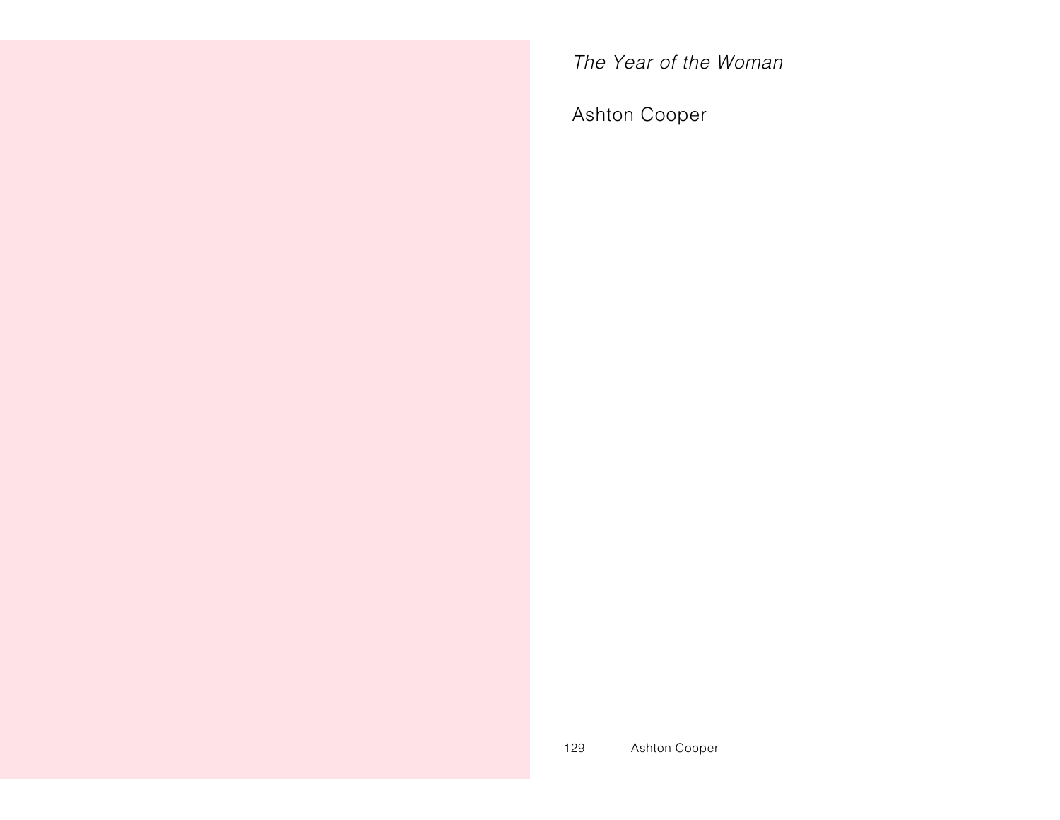*The Year of the Woman*

Ashton Cooper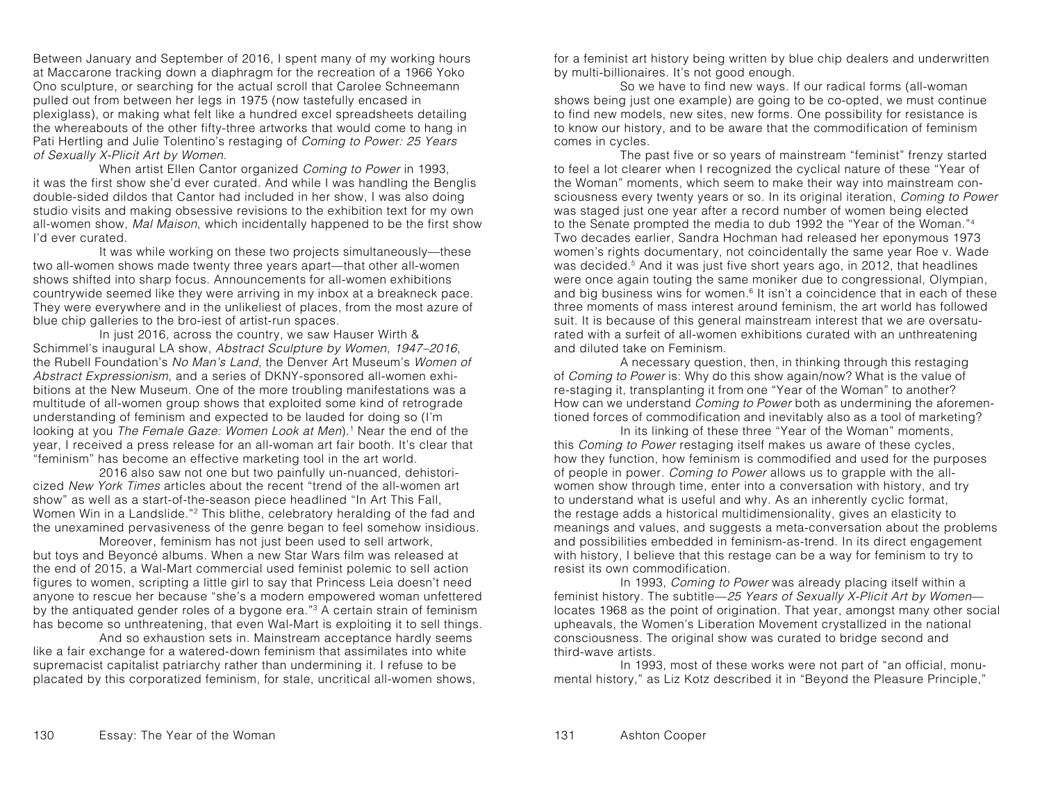Between January and September of 2016, I spent many of my working hours at Maccarone tracking down a diaphragm for the recreation of a 1966 Yoko Ono sculpture, or searching for the actual scroll that Carolee Schneemann pulled out from between her legs in 1975 (now tastefully encased in plexiglass), or making what felt like a hundred excel spreadsheets detailing the whereabouts of the other fifty-three artworks that would come to hang in Pati Hertling and Julie Tolentino's restaging of *Coming to Power: 25 Years of Sexually X-Plicit Art by Women*.

When artist Ellen Cantor organized *Coming to Power* in 1993, it was the first show she'd ever curated. And while I was handling the Benglis double-sided dildos that Cantor had included in her show, I was also doing studio visits and making obsessive revisions to the exhibition text for my own all-women show, *Mal Maison*, which incidentally happened to be the first show I'd ever curated.

It was while working on these two projects simultaneously—these two all-women shows made twenty three years apart—that other all-women shows shifted into sharp focus. Announcements for all-women exhibitions countrywide seemed like they were arriving in my inbox at a breakneck pace. They were everywhere and in the unlikeliest of places, from the most azure of blue chip galleries to the bro-iest of artist-run spaces.

In just 2016, across the country, we saw Hauser Wirth & Schimmel's inaugural LA show, *Abstract Sculpture by Women, 1947–2016*, the Rubell Foundation's *No Man's Land*, the Denver Art Museum's *Women of Abstract Expressionism*, and a series of DKNY-sponsored all-women exhibitions at the New Museum. One of the more troubling manifestations was a multitude of all-women group shows that exploited some kind of retrograde understanding of feminism and expected to be lauded for doing so (I'm looking at you *The Female Gaze: Women Look at Men*).[1] Near the end of the year, I received a press release for an all-woman art fair booth. It's clear that "feminism" has become an effective marketing tool in the art world.

2016 also saw not one but two painfully un-nuanced, dehistoricized *New York Times* articles about the recent "trend of the all-women art show" as well as a start-of-the-season piece headlined "In Art This Fall, Women Win in a Landslide."[2] This blithe, celebratory heralding of the fad and the unexamined pervasiveness of the genre began to feel somehow insidious.

Moreover, feminism has not just been used to sell artwork, but toys and Beyoncé albums. When a new Star Wars film was released at the end of 2015, a Wal-Mart commercial used feminist polemic to sell action figures to women, scripting a little girl to say that Princess Leia doesn't need anyone to rescue her because "she's a modern empowered woman unfettered by the antiquated gender roles of a bygone era."[3] A certain strain of feminism has become so unthreatening, that even Wal-Mart is exploiting it to sell things.

And so exhaustion sets in. Mainstream acceptance hardly seems like a fair exchange for a watered-down feminism that assimilates into white supremacist capitalist patriarchy rather than undermining it. I refuse to be placated by this corporatized feminism, for stale, uncritical all-women shows, for a feminist art history being written by blue chip dealers and underwritten by multi-billionaires. It's not good enough.

So we have to find new ways. If our radical forms (all-woman shows being just one example) are going to be co-opted, we must continue to find new models, new sites, new forms. One possibility for resistance is to know our history, and to be aware that the commodification of feminism comes in cycles.

The past five or so years of mainstream "feminist" frenzy started to feel a lot clearer when I recognized the cyclical nature of these "Year of the Woman" moments, which seem to make their way into mainstream consciousness every twenty years or so. In its original iteration, *Coming to Power* was staged just one year after a record number of women being elected to the Senate prompted the media to dub 1992 the "Year of the Woman."[4] Two decades earlier, Sandra Hochman had released her eponymous 1973 women's rights documentary, not coincidentally the same year Roe v. Wade was decided.[5] And it was just five short years ago, in 2012, that headlines were once again touting the same moniker due to congressional, Olympian, and big business wins for women.[6] It isn't a coincidence that in each of these three moments of mass interest around feminism, the art world has followed suit. It is because of this general mainstream interest that we are oversaturated with a surfeit of all-women exhibitions curated with an unthreatening and diluted take on Feminism.

A necessary question, then, in thinking through this restaging of *Coming to Power* is: Why do this show again/now? What is the value of re-staging it, transplanting it from one "Year of the Woman" to another? How can we understand *Coming to Power* both as undermining the aforementioned forces of commodification and inevitably also as a tool of marketing?

In its linking of these three "Year of the Woman" moments, this *Coming to Power* restaging itself makes us aware of these cycles, how they function, how feminism is commodified and used for the purposes of people in power. *Coming to Power* allows us to grapple with the all-women show through time, enter into a conversation with history, and try to understand what is useful and why. As an inherently cyclic format, the restage adds a historical multidimensionality, gives an elasticity to meanings and values, and suggests a meta-conversation about the problems and possibilities embedded in feminism-as-trend. In its direct engagement with history, I believe that this restage can be a way for feminism to try to resist its own commodification.

In 1993, *Coming to Power* was already placing itself within a feminist history. The subtitle—*25 Years of Sexually X-Plicit Art by Women*—locates 1968 as the point of origination. That year, amongst many other social upheavals, the Women's Liberation Movement crystallized in the national consciousness. The original show was curated to bridge second and third-wave artists.

In 1993, most of these works were not part of "an official, monumental history," as Liz Kotz described it in "Beyond the Pleasure Principle,"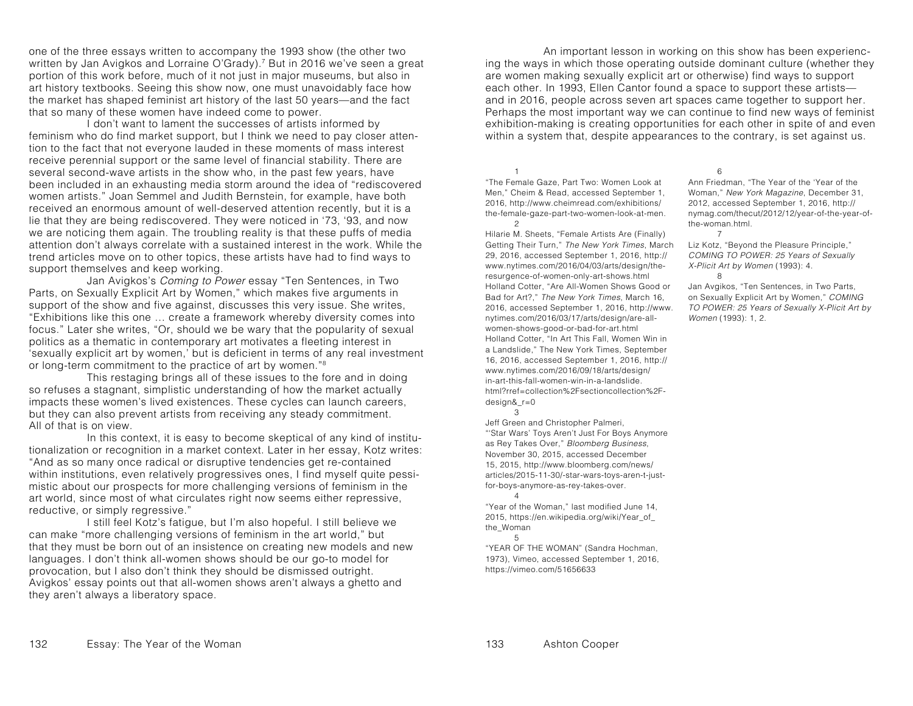one of the three essays written to accompany the 1993 show (the other two written by Jan Avigkos and Lorraine O'Grady).[7] But in 2016 we've seen a great portion of this work before, much of it not just in major museums, but also in art history textbooks. Seeing this show now, one must unavoidably face how the market has shaped feminist art history of the last 50 years—and the fact that so many of these women have indeed come to power.

I don't want to lament the successes of artists informed by feminism who do find market support, but I think we need to pay closer attention to the fact that not everyone lauded in these moments of mass interest receive perennial support or the same level of financial stability. There are several second-wave artists in the show who, in the past few years, have been included in an exhausting media storm around the idea of "rediscovered women artists." Joan Semmel and Judith Bernstein, for example, have both received an enormous amount of well-deserved attention recently, but it is a lie that they are being rediscovered. They were noticed in '73, '93, and now we are noticing them again. The troubling reality is that these puffs of media attention don't always correlate with a sustained interest in the work. While the trend articles move on to other topics, these artists have had to find ways to support themselves and keep working.

Jan Avigkos's *Coming to Power* essay "Ten Sentences, in Two Parts, on Sexually Explicit Art by Women," which makes five arguments in support of the show and five against, discusses this very issue. She writes, "Exhibitions like this one … create a framework whereby diversity comes into focus." Later she writes, "Or, should we be wary that the popularity of sexual politics as a thematic in contemporary art motivates a fleeting interest in 'sexually explicit art by women,' but is deficient in terms of any real investment or long-term commitment to the practice of art by women."[8]

This restaging brings all of these issues to the fore and in doing so refuses a stagnant, simplistic understanding of how the market actually impacts these women's lived existences. These cycles can launch careers, but they can also prevent artists from receiving any steady commitment. All of that is on view.

In this context, it is easy to become skeptical of any kind of institutionalization or recognition in a market context. Later in her essay, Kotz writes: "And as so many once radical or disruptive tendencies get re-contained within institutions, even relatively progressives ones, I find myself quite pessimistic about our prospects for more challenging versions of feminism in the art world, since most of what circulates right now seems either repressive, reductive, or simply regressive."

I still feel Kotz's fatigue, but I'm also hopeful. I still believe we can make "more challenging versions of feminism in the art world," but that they must be born out of an insistence on creating new models and new languages. I don't think all-women shows should be our go-to model for provocation, but I also don't think they should be dismissed outright. Avigkos' essay points out that all-women shows aren't always a ghetto and they aren't always a liberatory space.

An important lesson in working on this show has been experiencing the ways in which those operating outside dominant culture (whether they are women making sexually explicit art or otherwise) find ways to support each other. In 1993, Ellen Cantor found a space to support these artists—and in 2016, people across seven art spaces came together to support her. Perhaps the most important way we can continue to find new ways of feminist exhibition-making is creating opportunities for each other in spite of and even within a system that, despite appearances to the contrary, is set against us.

1
"The Female Gaze, Part Two: Women Look at Men," Cheim & Read, accessed September 1, 2016, http://www.cheimread.com/exhibitions/the-female-gaze-part-two-women-look-at-men.

2
Hilarie M. Sheets, "Female Artists Are (Finally) Getting Their Turn," *The New York Times*, March 29, 2016, accessed September 1, 2016, http://www.nytimes.com/2016/04/03/arts/design/the-resurgence-of-women-only-art-shows.html
Holland Cotter, "Are All-Women Shows Good or Bad for Art?," *The New York Times*, March 16, 2016, accessed September 1, 2016, http://www.nytimes.com/2016/03/17/arts/design/are-all-women-shows-good-or-bad-for-art.html
Holland Cotter, "In Art This Fall, Women Win in a Landslide," The New York Times, September 16, 2016, accessed September 1, 2016, http://www.nytimes.com/2016/09/18/arts/design/in-art-this-fall-women-win-in-a-landslide.html?rref=collection%2Fsectioncollection%2Fdesign&_r=0

3
Jeff Green and Christopher Palmeri, "'Star Wars' Toys Aren't Just For Boys Anymore as Rey Takes Over," *Bloomberg Business*, November 30, 2015, accessed December 15, 2015, http://www.bloomberg.com/news/articles/2015-11-30/-star-wars-toys-aren-t-just-for-boys-anymore-as-rey-takes-over.

4
"Year of the Woman," last modified June 14, 2015, https://en.wikipedia.org/wiki/Year_of_the_Woman

5
"YEAR OF THE WOMAN" (Sandra Hochman, 1973), Vimeo, accessed September 1, 2016, https://vimeo.com/51656633

6
Ann Friedman, "The Year of the 'Year of the Woman," *New York Magazine*, December 31, 2012, accessed September 1, 2016, http://nymag.com/thecut/2012/12/year-of-the-year-of-the-woman.html.

7
Liz Kotz, "Beyond the Pleasure Principle," *COMING TO POWER: 25 Years of Sexually X-Plicit Art by Women* (1993): 4.

8
Jan Avgikos, "Ten Sentences, in Two Parts, on Sexually Explicit Art by Women," *COMING TO POWER: 25 Years of Sexually X-Plicit Art by Women* (1993): 1, 2.